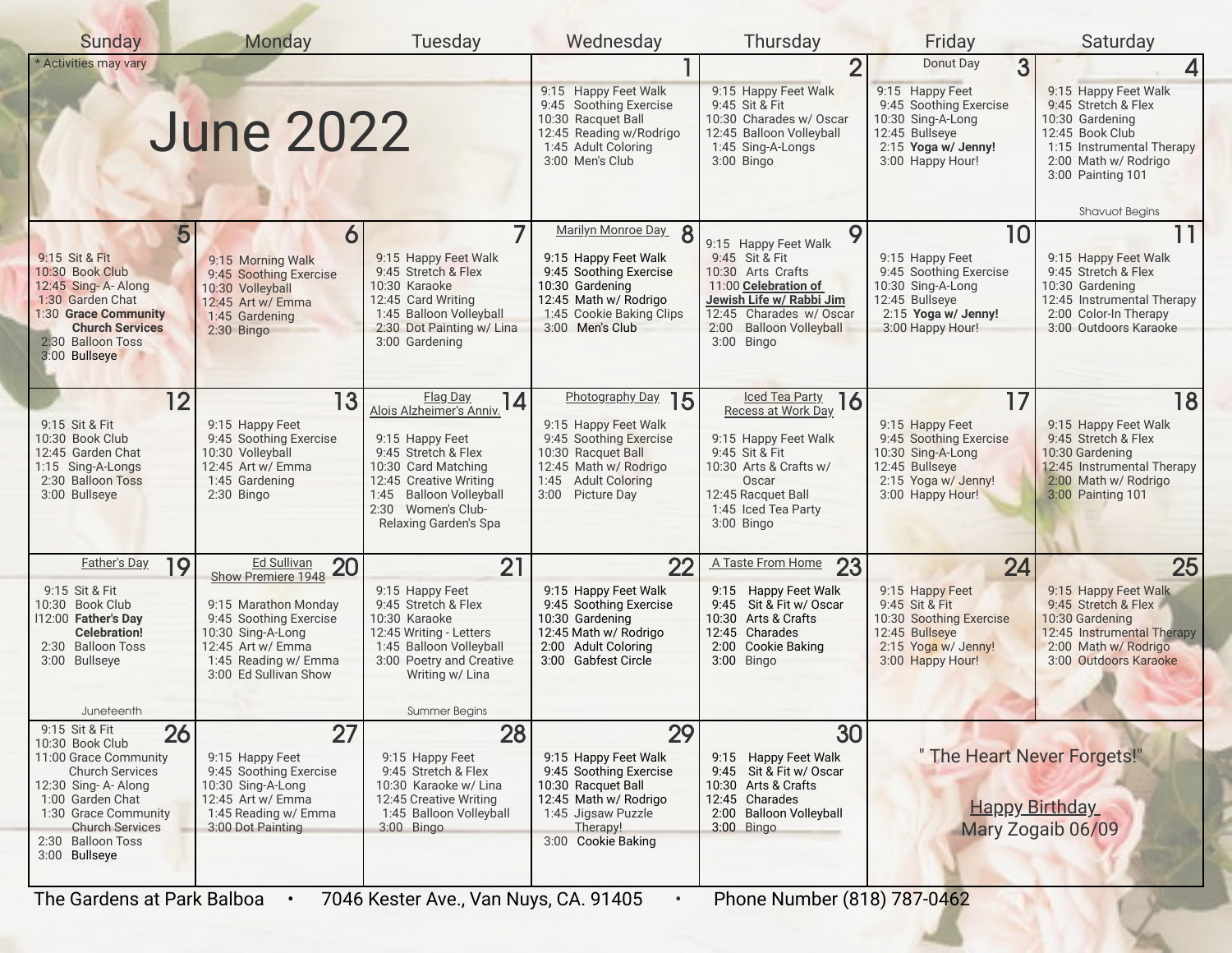# June 2022

* Activities may vary

| Sunday | Monday | Tuesday | Wednesday | Thursday | Friday | Saturday |
|---|---|---|---|---|---|---|
| | | | **1**<br>9:15 Happy Feet Walk<br>9:45 Soothing Exercise<br>10:30 Racquet Ball<br>12:45 Reading w/Rodrigo<br>1:45 Adult Coloring<br>3:00 Men's Club | **2**<br>9:15 Happy Feet Walk<br>9:45 Sit & Fit<br>10:30 Charades w/ Oscar<br>12:45 Balloon Volleyball<br>1:45 Sing-A-Longs<br>3:00 Bingo | **3** Donut Day<br>9:15 Happy Feet<br>9:45 Soothing Exercise<br>10:30 Sing-A-Long<br>12:45 Bullseye<br>2:15 **Yoga w/ Jenny!**<br>3:00 Happy Hour! | **4**<br>9:15 Happy Feet Walk<br>9:45 Stretch & Flex<br>10:30 Gardening<br>12:45 Book Club<br>1:15 Instrumental Therapy<br>2:00 Math w/ Rodrigo<br>3:00 Painting 101<br>Shavuot Begins |
| **5**<br>9:15 Sit & Fit<br>10:30 Book Club<br>12:45 Sing- A- Along<br>1:30 Garden Chat<br>1:30 **Grace Community Church Services**<br>2:30 Balloon Toss<br>3:00 Bullseye | **6**<br>9:15 Morning Walk<br>9:45 Soothing Exercise<br>10:30 Volleyball<br>12:45 Art w/ Emma<br>1:45 Gardening<br>2:30 Bingo | **7**<br>9:15 Happy Feet Walk<br>9:45 Stretch & Flex<br>10:30 Karaoke<br>12:45 Card Writing<br>1:45 Balloon Volleyball<br>2:30 Dot Painting w/ Lina<br>3:00 Gardening | **8** Marilyn Monroe Day<br>9:15 Happy Feet Walk<br>9:45 Soothing Exercise<br>10:30 Gardening<br>12:45 Math w/ Rodrigo<br>1:45 Cookie Baking Clips<br>3:00 Men's Club | **9**<br>9:15 Happy Feet Walk<br>9:45 Sit & Fit<br>10:30 Arts Crafts<br>11:00 **Celebration of Jewish Life w/ Rabbi Jim**<br>12:45 Charades w/ Oscar<br>2:00 Balloon Volleyball<br>3:00 Bingo | **10**<br>9:15 Happy Feet<br>9:45 Soothing Exercise<br>10:30 Sing-A-Long<br>12:45 Bullseye<br>2:15 **Yoga w/ Jenny!**<br>3:00 Happy Hour! | **11**<br>9:15 Happy Feet Walk<br>9:45 Stretch & Flex<br>10:30 Gardening<br>12:45 Instrumental Therapy<br>2:00 Color-In Therapy<br>3:00 Outdoors Karaoke |
| **12**<br>9:15 Sit & Fit<br>10:30 Book Club<br>12:45 Garden Chat<br>1:15 Sing-A-Longs<br>2:30 Balloon Toss<br>3:00 Bullseye | **13**<br>9:15 Happy Feet<br>9:45 Soothing Exercise<br>10:30 Volleyball<br>12:45 Art w/ Emma<br>1:45 Gardening<br>2:30 Bingo | **14** Flag Day<br>Alois Alzheimer's Anniv.<br>9:15 Happy Feet<br>9:45 Stretch & Flex<br>10:30 Card Matching<br>12:45 Creative Writing<br>1:45 Balloon Volleyball<br>2:30 Women's Club- Relaxing Garden's Spa | **15** Photography Day<br>9:15 Happy Feet Walk<br>9:45 Soothing Exercise<br>10:30 Racquet Ball<br>12:45 Math w/ Rodrigo<br>1:45 Adult Coloring<br>3:00 Picture Day | **16** Iced Tea Party<br>Recess at Work Day<br>9:15 Happy Feet Walk<br>9:45 Sit & Fit<br>10:30 Arts & Crafts w/ Oscar<br>12:45 Racquet Ball<br>1:45 Iced Tea Party<br>3:00 Bingo | **17**<br>9:15 Happy Feet<br>9:45 Soothing Exercise<br>10:30 Sing-A-Long<br>12:45 Bullseye<br>2:15 Yoga w/ Jenny!<br>3:00 Happy Hour! | **18**<br>9:15 Happy Feet Walk<br>9:45 Stretch & Flex<br>10:30 Gardening<br>12:45 Instrumental Therapy<br>2:00 Math w/ Rodrigo<br>3:00 Painting 101 |
| **19** Father's Day<br>9:15 Sit & Fit<br>10:30 Book Club<br>12:00 **Father's Day Celebration!**<br>2:30 Balloon Toss<br>3:00 Bullseye<br>Juneteenth | **20** Ed Sullivan Show Premiere 1948<br>9:15 Marathon Monday<br>9:45 Soothing Exercise<br>10:30 Sing-A-Long<br>12:45 Art w/ Emma<br>1:45 Reading w/ Emma<br>3:00 Ed Sullivan Show | **21**<br>9:15 Happy Feet<br>9:45 Stretch & Flex<br>10:30 Karaoke<br>12:45 Writing - Letters<br>1:45 Balloon Volleyball<br>3:00 Poetry and Creative Writing w/ Lina<br>Summer Begins | **22**<br>9:15 Happy Feet Walk<br>9:45 Soothing Exercise<br>10:30 Gardening<br>12:45 Math w/ Rodrigo<br>2:00 Adult Coloring<br>3:00 Gabfest Circle | **23** A Taste From Home<br>9:15 Happy Feet Walk<br>9:45 Sit & Fit w/ Oscar<br>10:30 Arts & Crafts<br>12:45 Charades<br>2:00 Cookie Baking<br>3:00 Bingo | **24**<br>9:15 Happy Feet<br>9:45 Sit & Fit<br>10:30 Soothing Exercise<br>12:45 Bullseye<br>2:15 Yoga w/ Jenny!<br>3:00 Happy Hour! | **25**<br>9:15 Happy Feet Walk<br>9:45 Stretch & Flex<br>10:30 Gardening<br>12:45 Instrumental Therapy<br>2:00 Math w/ Rodrigo<br>3:00 Outdoors Karaoke |
| **26**<br>9:15 Sit & Fit<br>10:30 Book Club<br>11:00 Grace Community Church Services<br>12:30 Sing- A- Along<br>1:00 Garden Chat<br>1:30 Grace Community Church Services<br>2:30 Balloon Toss<br>3:00 **Bullseye** | **27**<br>9:15 Happy Feet<br>9:45 Soothing Exercise<br>10:30 Sing-A-Long<br>12:45 Art w/ Emma<br>1:45 Reading w/ Emma<br>3:00 Dot Painting | **28**<br>9:15 Happy Feet<br>9:45 Stretch & Flex<br>10:30 Karaoke w/ Lina<br>12:45 Creative Writing<br>1:45 Balloon Volleyball<br>3:00 Bingo | **29**<br>9:15 Happy Feet Walk<br>9:45 Soothing Exercise<br>10:30 Racquet Ball<br>12:45 Math w/ Rodrigo<br>1:45 Jigsaw Puzzle Therapy!<br>3:00 Cookie Baking | **30**<br>9:15 Happy Feet Walk<br>9:45 Sit & Fit w/ Oscar<br>10:30 Arts & Crafts<br>12:45 Charades<br>2:00 Balloon Volleyball<br>3:00 Bingo | " The Heart Never Forgets!"<br><br>Happy Birthday<br>Mary Zogaib 06/09 | |

The Gardens at Park Balboa • 7046 Kester Ave., Van Nuys, CA. 91405 • Phone Number (818) 787-0462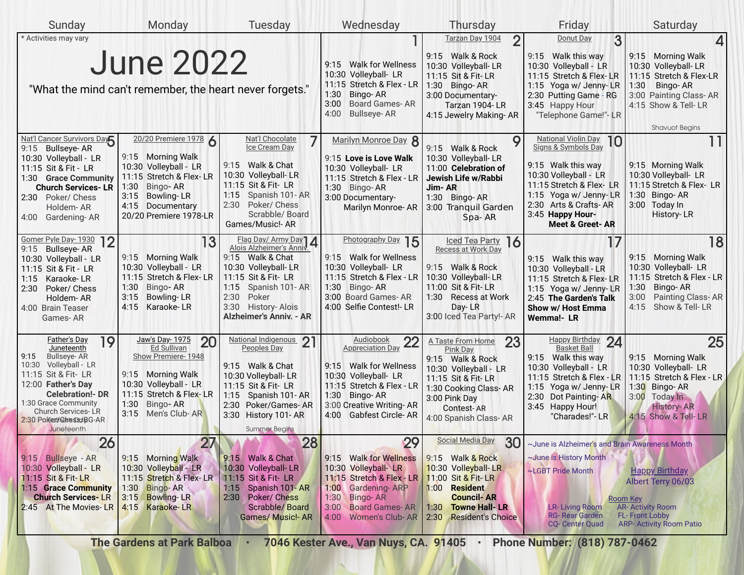# June 2022

* Activities may vary

"What the mind can't remember, the heart never forgets."

| Sunday | Monday | Tuesday | Wednesday | Thursday | Friday | Saturday |
| --- | --- | --- | --- | --- | --- | --- |
| | | | **1**<br>9:15 Walk for Wellness<br>10:30 Volleyball- LR<br>11:15 Stretch & Flex - LR<br>1:30 Bingo- AR<br>3:00 Board Games- AR<br>4:00 Bullseye- AR | **2** Tarzan Day 1904<br>9:15 Walk & Rock<br>10:30 Volleyball- LR<br>11:15 Sit & Fit- LR<br>1:30 Bingo- AR<br>3:00 Documentary- Tarzan 1904- LR<br>4:15 Jewelry Making- AR | **3** Donut Day<br>9:15 Walk this way<br>10:30 Volleyball - LR<br>11:15 Stretch & Flex- LR<br>1:15 Yoga w/ Jenny- LR<br>2:30 Putting Game - RG<br>3:45 Happy Hour "Telephone Game!"- LR | **4**<br>9:15 Morning Walk<br>10:30 Volleyball- LR<br>11:15 Stretch & Flex-LR<br>1:30 Bingo- AR<br>3:00 Painting Class- AR<br>4:15 Show & Tell- LR<br>Shavuot Begins |
| **5** Nat'l Cancer Survivors Day<br>9:15 Bullseye- AR<br>10:30 Volleyball - LR<br>11:15 Sit & Fit - LR<br>1:30 **Grace Community Church Services- LR**<br>2:30 Poker/ Chess Holdem- AR<br>4:00 Gardening- AR | **6** 20/20 Premiere 1978<br>9:15 Morning Walk<br>10:30 Volleyball - LR<br>11:15 Stretch & Flex- LR<br>1:30 Bingo- AR<br>3:15 Bowling- LR<br>4:15 Documentary 20/20 Premiere 1978-LR | **7** Nat'l Chocolate Ice Cream Day<br>9:15 Walk & Chat<br>10:30 Volleyball- LR<br>11:15 Sit & Fit- LR<br>1:15 Spanish 101- AR<br>2:30 Poker/ Chess Scrabble/ Board Games/Music!- AR | **8** Marilyn Monroe Day<br>9:15 **Love is Love Walk**<br>10:30 Volleyball- LR<br>11:15 Stretch & Flex - LR<br>1:30 Bingo- AR<br>3:00 Documentary- Marilyn Monroe- AR | **9**<br>9:15 Walk & Rock<br>10:30 Volleyball- LR<br>11:00 **Celebration of Jewish Life w/Rabbi Jim- AR**<br>1:30 Bingo- AR<br>3:00 Tranquil Garden Spa- AR | **10** National Violin Day<br>Signs & Symbols Day<br>9:15 Walk this way<br>10:30 Volleyball - LR<br>11:15 Stretch & Flex- LR<br>1:15 Yoga w/ Jenny- LR<br>2:30 Arts & Crafts- AR<br>3:45 **Happy Hour- Meet & Greet- AR** | **11**<br>9:15 Morning Walk<br>10:30 Volleyball- LR<br>11:15 Stretch & Flex- LR<br>1:30 Bingo- AR<br>3:00 Today In History- LR |
| **12** Gomer Pyle Day- 1930<br>9:15 Bullseye- AR<br>10:30 Volleyball - LR<br>11:15 Sit & Fit - LR<br>1:15 Karaoke- LR<br>2:30 Poker/ Chess Holdem- AR<br>4:00 Brain Teaser Games- AR | **13**<br>9:15 Morning Walk<br>10:30 Volleyball - LR<br>11:15 Stretch & Flex- LR<br>1:30 Bingo- AR<br>3:15 Bowling- LR<br>4:15 Karaoke- LR | **14** Flag Day/ Army Day<br>Alois Alzheimer's Anniv.<br>9:15 Walk & Chat<br>10:30 Volleyball- LR<br>11:15 Sit & Fit- LR<br>1:15 Spanish 101- AR<br>2:30 Poker<br>3:30 History- Alois **Alzheimer's Anniv. - AR** | **15** Photography Day<br>9:15 Walk for Wellness<br>10:30 Volleyball- LR<br>11:15 Stretch & Flex - LR<br>1:30 Bingo- AR<br>3:00 Board Games- AR<br>4:00 Selfie Contest!- LR | **16** Iced Tea Party<br>Recess at Work Day<br>9:15 Walk & Rock<br>10:30 Volleyball- LR<br>11:00 Sit & Fit- LR<br>1:30 Recess at Work Day- LR<br>3:00 Iced Tea Party!- AR | **17**<br>9:15 Walk this way<br>10:30 Volleyball - LR<br>11:15 Stretch & Flex- LR<br>1:15 Yoga w/ Jenny- LR<br>2:45 **The Garden's Talk Show w/ Host Emma Wemma!- LR** | **18**<br>9:15 Morning Walk<br>10:30 Volleyball- LR<br>11:15 Stretch & Flex - LR<br>1:30 Bingo- AR<br>3:00 Painting Class- AR<br>4:15 Show & Tell- LR |
| **19** Father's Day<br>Juneteenth<br>9:15 Bullseye- AR<br>10:30 Volleyball - LR<br>11:15 Sit & Fit- LR<br>12:00 **Father's Day Celebration!- DR**<br>1:30 Grace Community Church Services- LR<br>2:30 Poker/Chess/BG-AR<br>Juneteenth | **20** Jaw's Day- 1975<br>Ed Sullivan Show Premiere- 1948<br>9:15 Morning Walk<br>10:30 Volleyball - LR<br>11:15 Stretch & Flex- LR<br>1:30 Bingo- AR<br>3:15 Men's Club- AR | **21** National Indigenous Peoples Day<br>9:15 Walk & Chat<br>10:30 Volleyball- LR<br>11:15 Sit & Fit- LR<br>1:15 Spanish 101- AR<br>2:30 Poker/Games- AR<br>3:30 History 101- AR<br>Summer Begins | **22** Audiobook Appreciation Day<br>9:15 Walk for Wellness<br>10:30 Volleyball- LR<br>11:15 Stretch & Flex - LR<br>1:30 Bingo- AR<br>3:00 Creative Writing- AR<br>4:00 Gabfest Circle- AR | **23** A Taste From Home<br>Pink Day<br>9:15 Walk & Rock<br>10:30 Volleyball - LR<br>11:15 Sit & Fit- LR<br>1:30 Cooking Class- AR<br>3:00 Pink Day Contest- AR<br>4:00 Spanish Class- AR | **24** Happy Birthday Basket Ball<br>9:15 Walk this way<br>10:30 Volleyball - LR<br>11:15 Stretch & Flex - LR<br>1:15 Yoga w/ Jenny- LR<br>2:30 Dot Painting- AR<br>3:45 Happy Hour! "Charades!"- LR | **25**<br>9:15 Morning Walk<br>10:30 Volleyball- LR<br>11:15 Stretch & Flex - LR<br>1:30 Bingo- AR<br>3:00 Today In History- AR<br>4:15 Show & Tell- LR |
| **26**<br>9:15 Bullseye - AR<br>10:30 Volleyball - LR<br>11:15 Sit & Fit- LR<br>1:15 **Grace Community Church Services- LR**<br>2:45 At The Movies- LR | **27**<br>9:15 Morning Walk<br>10:30 Volleyball - LR<br>11:15 Stretch & Flex- LR<br>1:30 Bingo- AR<br>3:15 Bowling- LR<br>4:15 Karaoke- LR | **28**<br>9:15 Walk & Chat<br>10:30 Volleyball- LR<br>11:15 Sit & Fit- LR<br>1:15 Spanish 101- AR<br>2:30 Poker/ Chess Scrabble/ Board Games/ Music!- AR | **29**<br>9:15 Walk for Wellness<br>10:30 Volleyball- LR<br>11:15 Stretch & Flex - LR<br>1:00 Gardening- ARP<br>1:30 Bingo- AR<br>3:00 Board Games- AR<br>4:00 Women's Club- AR | **30** Social Media Day<br>9:15 Walk & Rock<br>10:30 Volleyball- LR<br>11:00 Sit & Fit- LR<br>1:00 **Resident Council- AR**<br>1:30 **Towne Hall- LR**<br>2:30 Resident's Choice | ~June is Alzheimer's and Brain Awareness Month<br>~June is History Month<br>~LGBT Pride Month<br>Happy Birthday Albert Terry 06/03<br>Room Key<br>LR- Living Room, AR- Activity Room<br>RG- Rear Garden, FL- Front Lobby<br>CQ- Center Quad, ARP- Activity Room Patio | |

**The Gardens at Park Balboa · 7046 Kester Ave., Van Nuys, CA. 91405 · Phone Number: (818) 787-0462**